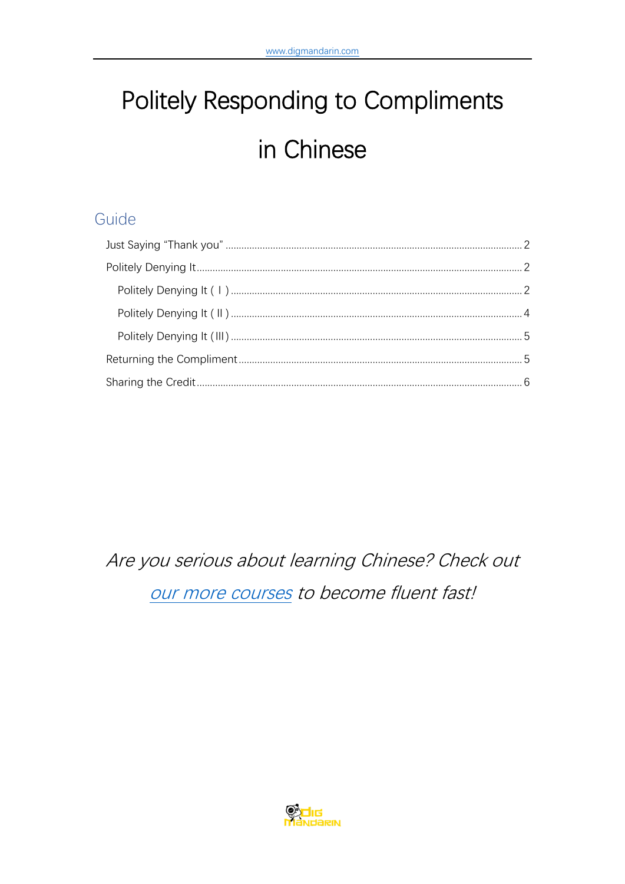# Politely Responding to Compliments in Chinese

## Guide

- Just Saying "Thank you" .......... 2
- Politely Denying It .......... 2
  - Politely Denying It ( I ) .......... 2
  - Politely Denying It ( II ) .......... 4
  - Politely Denying It (III) .......... 5
- Returning the Compliment .......... 5
- Sharing the Credit .......... 6

*Are you serious about learning Chinese? Check out [our more courses] to become fluent fast!*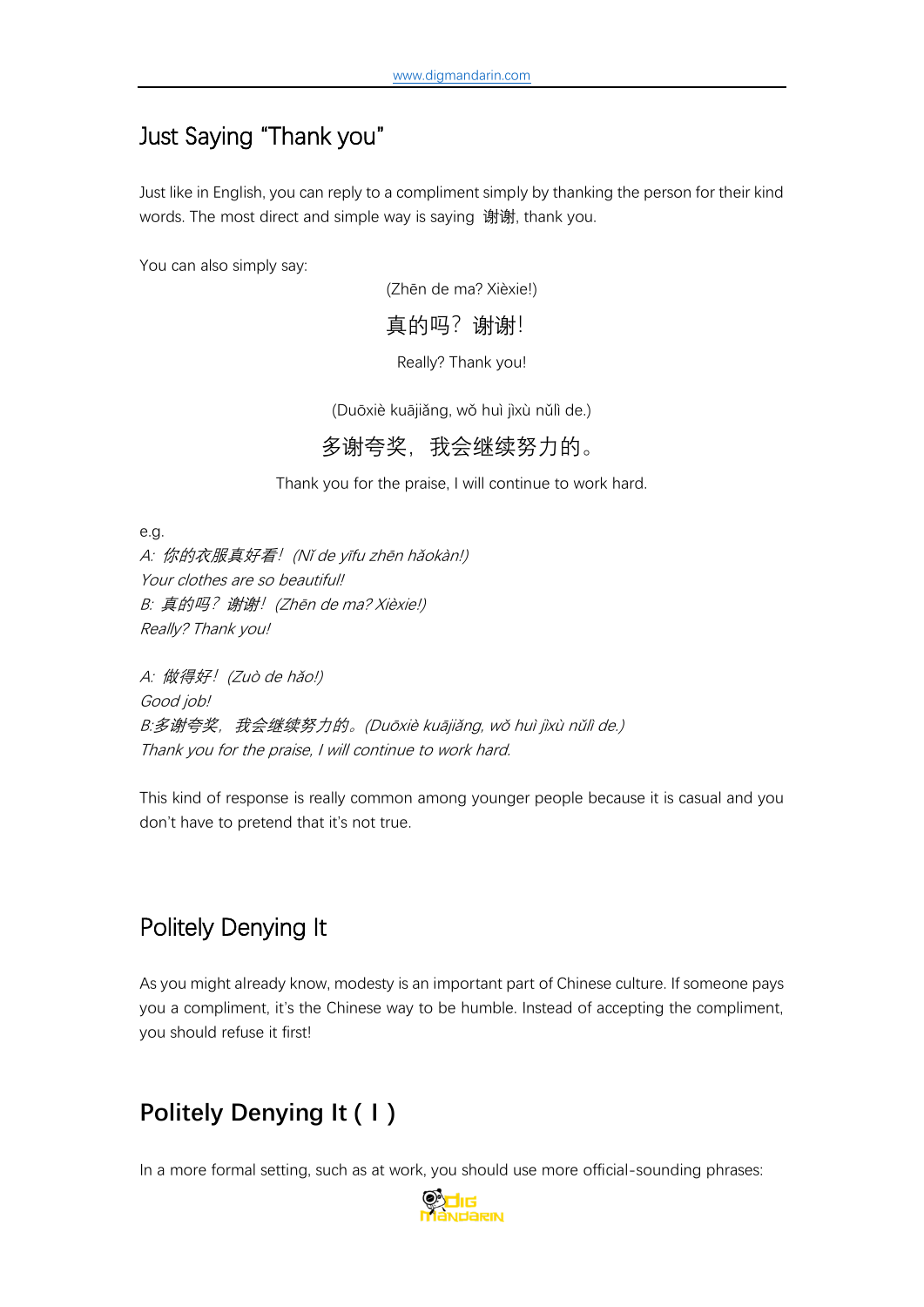## Just Saying "Thank you"

Just like in English, you can reply to a compliment simply by thanking the person for their kind words. The most direct and simple way is saying 谢谢, thank you.

You can also simply say:

(Zhēn de ma? Xièxie!)

真的吗？谢谢!

Really? Thank you!

(Duōxiè kuājiǎng, wǒ huì jìxù nǔlì de.)

多谢夸奖，我会继续努力的。

Thank you for the praise, I will continue to work hard.

e.g.

*A: 你的衣服真好看! (Nǐ de yīfu zhēn hǎokàn!)*
*Your clothes are so beautiful!*
*B: 真的吗？谢谢! (Zhēn de ma? Xièxie!)*
*Really? Thank you!*

*A: 做得好! (Zuò de hǎo!)*
*Good job!*
*B:多谢夸奖，我会继续努力的。(Duōxiè kuājiǎng, wǒ huì jìxù nǔlì de.)*
*Thank you for the praise, I will continue to work hard.*

This kind of response is really common among younger people because it is casual and you don't have to pretend that it's not true.

## Politely Denying It

As you might already know, modesty is an important part of Chinese culture. If someone pays you a compliment, it's the Chinese way to be humble. Instead of accepting the compliment, you should refuse it first!

## Politely Denying It ( I )

In a more formal setting, such as at work, you should use more official-sounding phrases: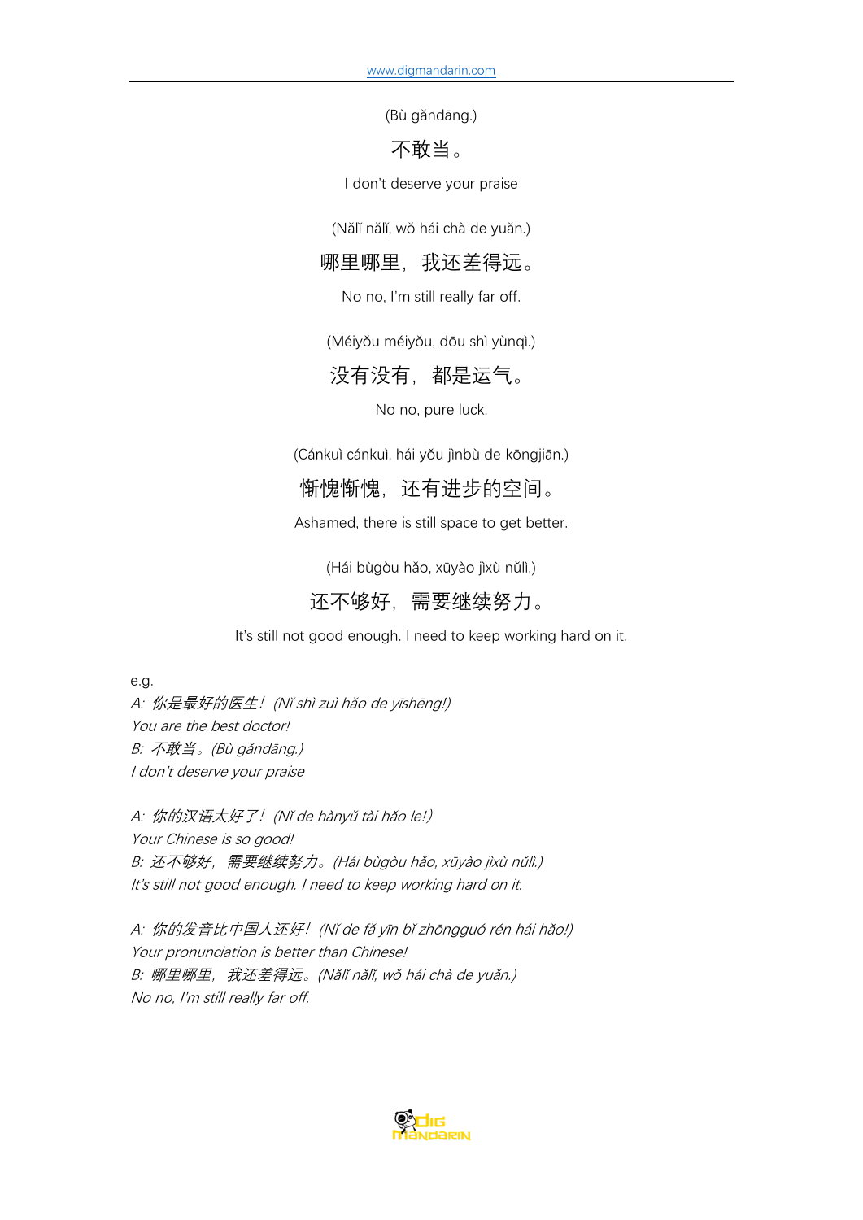(Bù gǎndāng.)

不敢当。

I don't deserve your praise

(Nǎlǐ nǎlǐ, wǒ hái chà de yuǎn.)

哪里哪里，我还差得远。

No no, I'm still really far off.

(Méiyǒu méiyǒu, dōu shì yùnqì.)

没有没有，都是运气。

No no, pure luck.

(Cánkuì cánkuì, hái yǒu jìnbù de kōngjiān.)

惭愧惭愧，还有进步的空间。

Ashamed, there is still space to get better.

(Hái bùgòu hǎo, xūyào jìxù nǔlì.)

还不够好，需要继续努力。

It's still not good enough. I need to keep working hard on it.

e.g.

*A: 你是最好的医生！(Nǐ shì zuì hǎo de yīshēng!)*
*You are the best doctor!*
*B: 不敢当。(Bù gǎndāng.)*
*I don't deserve your praise*

*A: 你的汉语太好了！(Nǐ de hànyǔ tài hǎo le!)*
*Your Chinese is so good!*
*B: 还不够好，需要继续努力。(Hái bùgòu hǎo, xūyào jìxù nǔlì.)*
*It's still not good enough. I need to keep working hard on it.*

*A: 你的发音比中国人还好！(Nǐ de fā yīn bǐ zhōngguó rén hái hǎo!)*
*Your pronunciation is better than Chinese!*
*B: 哪里哪里，我还差得远。(Nǎlǐ nǎlǐ, wǒ hái chà de yuǎn.)*
*No no, I'm still really far off.*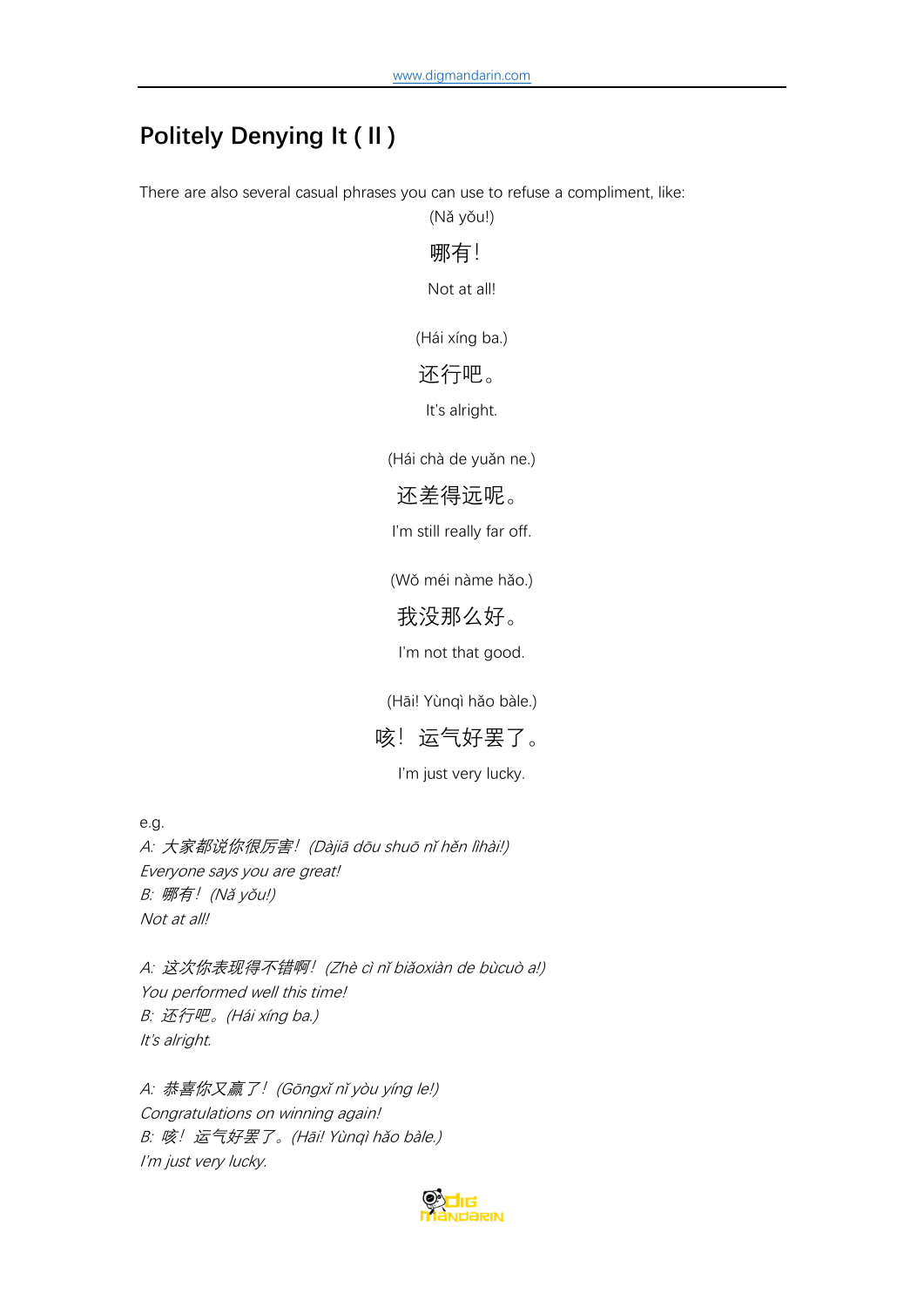## Politely Denying It ( II )

There are also several casual phrases you can use to refuse a compliment, like:

(Nǎ yǒu!)

哪有！

Not at all!

(Hái xíng ba.)

还行吧。

It's alright.

(Hái chà de yuǎn ne.)

还差得远呢。

I'm still really far off.

(Wǒ méi nàme hǎo.)

我没那么好。

I'm not that good.

(Hāi! Yùnqì hǎo bàle.)

咳！运气好罢了。

I'm just very lucky.

e.g.

*A: 大家都说你很厉害！(Dàjiā dōu shuō nǐ hěn lìhài!)*
*Everyone says you are great!*
*B: 哪有！(Nǎ yǒu!)*
*Not at all!*

*A: 这次你表现得不错啊！(Zhè cì nǐ biǎoxiàn de bùcuò a!)*
*You performed well this time!*
*B: 还行吧。(Hái xíng ba.)*
*It's alright.*

*A: 恭喜你又赢了！(Gōngxǐ nǐ yòu yíng le!)*
*Congratulations on winning again!*
*B: 咳！运气好罢了。(Hāi! Yùnqì hǎo bàle.)*
*I'm just very lucky.*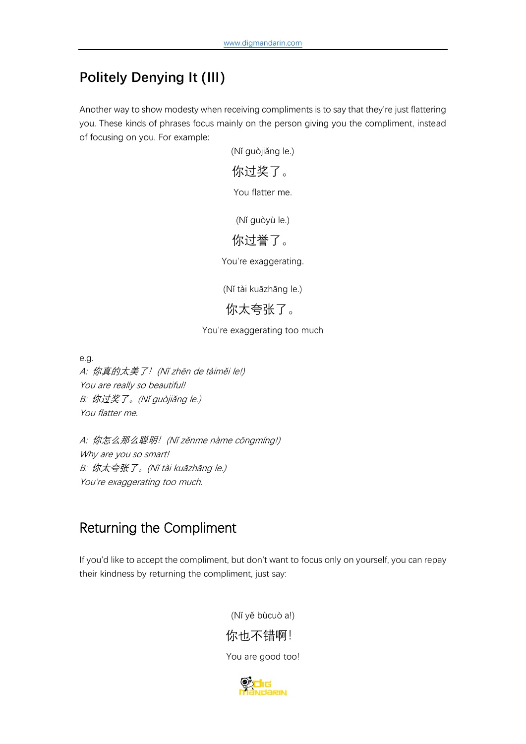## Politely Denying It (III)

Another way to show modesty when receiving compliments is to say that they're just flattering you. These kinds of phrases focus mainly on the person giving you the compliment, instead of focusing on you. For example:

(Nǐ guòjiǎng le.)

你过奖了。

You flatter me.

(Nǐ guòyù le.)

你过誉了。

You're exaggerating.

(Nǐ tài kuāzhāng le.)

你太夸张了。

You're exaggerating too much

e.g.

*A: 你真的太美了！(Nǐ zhēn de tàiměi le!)*
*You are really so beautiful!*
*B: 你过奖了。(Nǐ guòjiǎng le.)*
*You flatter me.*

*A: 你怎么那么聪明！(Nǐ zěnme nàme cōngmíng!)*
*Why are you so smart!*
*B: 你太夸张了。(Nǐ tài kuāzhāng le.)*
*You're exaggerating too much.*

## Returning the Compliment

If you'd like to accept the compliment, but don't want to focus only on yourself, you can repay their kindness by returning the compliment, just say:

(Nǐ yě bùcuò a!)

你也不错啊！

You are good too!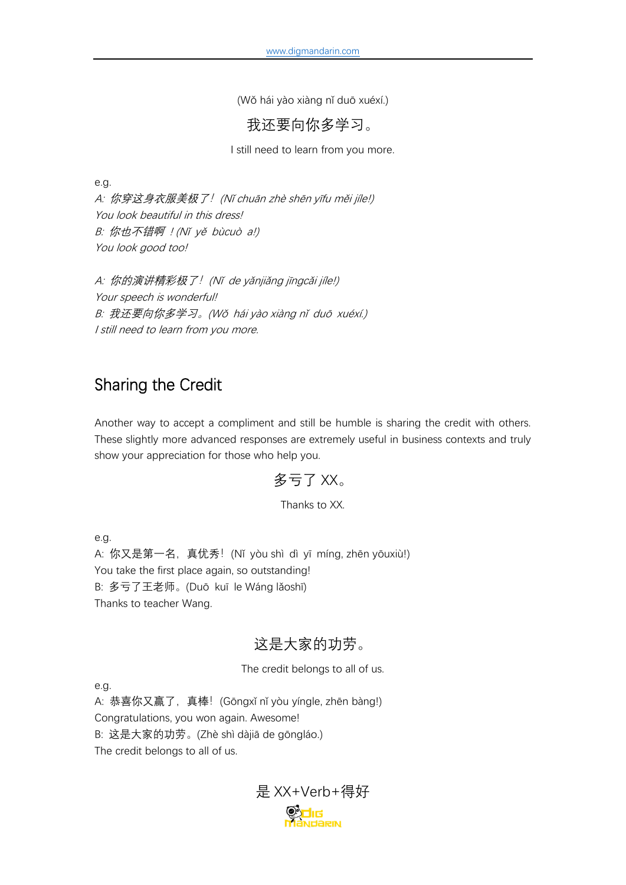(Wǒ hái yào xiàng nǐ duō xuéxí.)

我还要向你多学习。

I still need to learn from you more.

e.g.

*A: 你穿这身衣服美极了！(Nǐ chuān zhè shēn yīfu měi jíle!)*

*You look beautiful in this dress!*

*B: 你也不错啊！(Nǐ yě bùcuò a!)*

*You look good too!*

*A: 你的演讲精彩极了！(Nǐ de yǎnjiǎng jīngcǎi jíle!)*

*Your speech is wonderful!*

*B: 我还要向你多学习。(Wǒ hái yào xiàng nǐ duō xuéxí.)*

*I still need to learn from you more.*

## Sharing the Credit

Another way to accept a compliment and still be humble is sharing the credit with others. These slightly more advanced responses are extremely useful in business contexts and truly show your appreciation for those who help you.

多亏了 XX。

Thanks to XX.

e.g.

A: 你又是第一名，真优秀！(Nǐ yòu shì dì yī míng, zhēn yōuxiù!)

You take the first place again, so outstanding!

B: 多亏了王老师。(Duō kuī le Wáng lǎoshī)

Thanks to teacher Wang.

这是大家的功劳。

The credit belongs to all of us.

e.g.

A: 恭喜你又赢了，真棒！(Gōngxǐ nǐ yòu yíngle, zhēn bàng!)

Congratulations, you won again. Awesome!

B: 这是大家的功劳。(Zhè shì dàjiā de gōngláo.)

The credit belongs to all of us.

是 XX+Verb+得好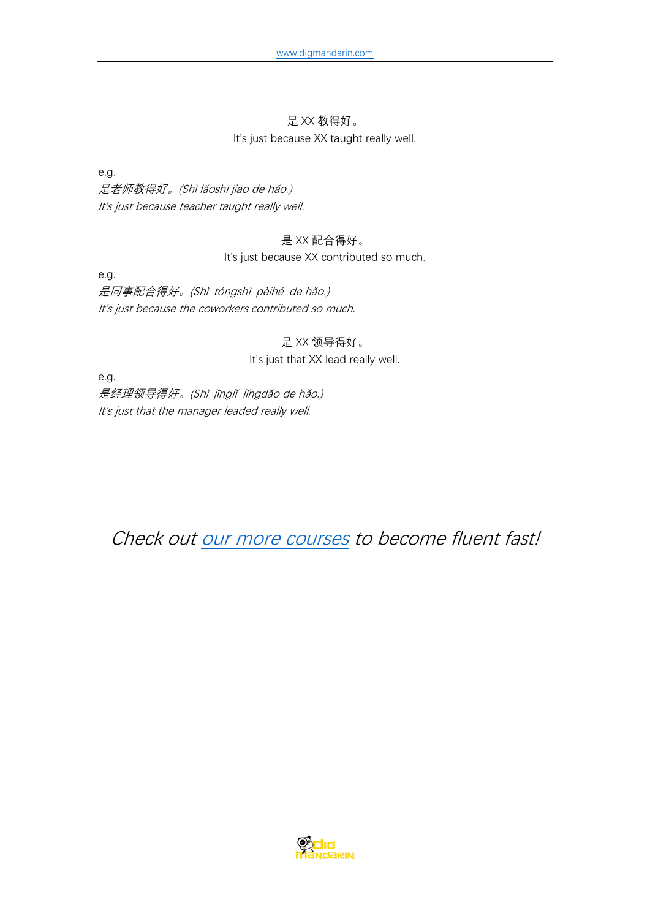是 XX 教得好。

It's just because XX taught really well.

e.g.

*是老师教得好。(Shì lǎoshī jiāo de hǎo.)*

*It's just because teacher taught really well.*

是 XX 配合得好。

It's just because XX contributed so much.

e.g.

*是同事配合得好。(Shì tóngshì pèihé de hǎo.)*

*It's just because the coworkers contributed so much.*

是 XX 领导得好。

It's just that XX lead really well.

e.g.

*是经理领导得好。(Shì jīnglǐ lǐngdǎo de hǎo.)*

*It's just that the manager leaded really well.*

*Check out [our more courses] to become fluent fast!*